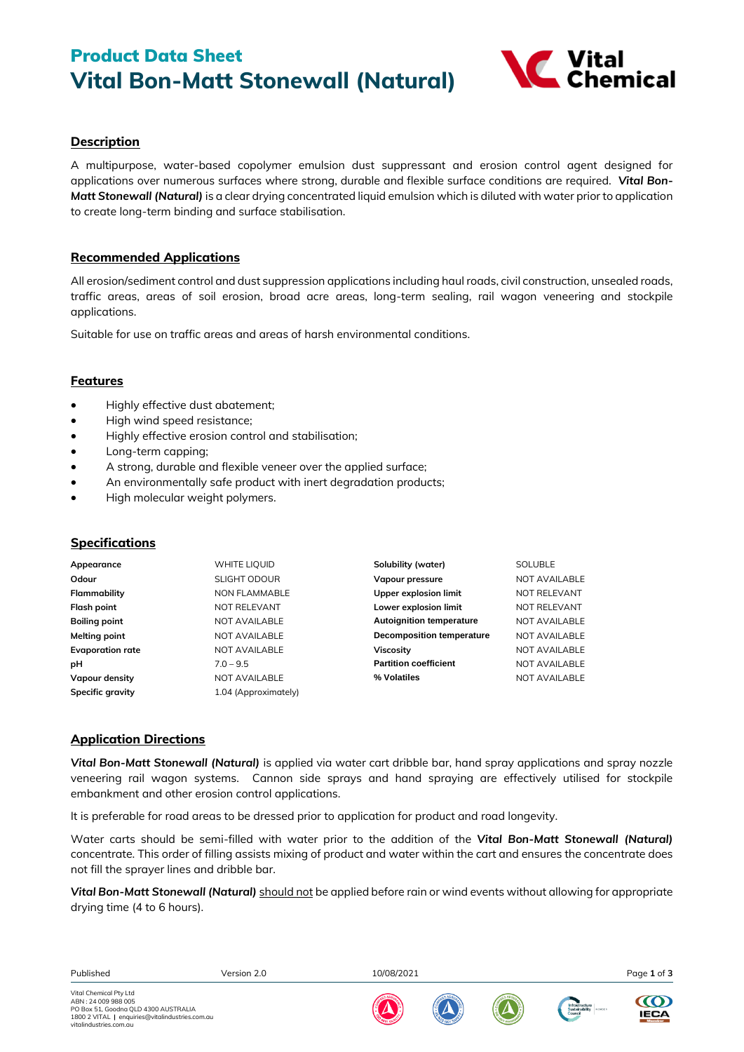# Product Data Sheet
# Vital Bon-Matt Stonewall (Natural)

## Description

A multipurpose, water-based copolymer emulsion dust suppressant and erosion control agent designed for applications over numerous surfaces where strong, durable and flexible surface conditions are required. ***Vital Bon-Matt Stonewall (Natural)*** is a clear drying concentrated liquid emulsion which is diluted with water prior to application to create long-term binding and surface stabilisation.

## Recommended Applications

All erosion/sediment control and dust suppression applications including haul roads, civil construction, unsealed roads, traffic areas, areas of soil erosion, broad acre areas, long-term sealing, rail wagon veneering and stockpile applications.

Suitable for use on traffic areas and areas of harsh environmental conditions.

## Features

- Highly effective dust abatement;
- High wind speed resistance;
- Highly effective erosion control and stabilisation;
- Long-term capping;
- A strong, durable and flexible veneer over the applied surface;
- An environmentally safe product with inert degradation products;
- High molecular weight polymers.

## Specifications

| | | | |
|---|---|---|---|
| **Appearance** | WHITE LIQUID | **Solubility (water)** | SOLUBLE |
| **Odour** | SLIGHT ODOUR | **Vapour pressure** | NOT AVAILABLE |
| **Flammability** | NON FLAMMABLE | **Upper explosion limit** | NOT RELEVANT |
| **Flash point** | NOT RELEVANT | **Lower explosion limit** | NOT RELEVANT |
| **Boiling point** | NOT AVAILABLE | **Autoignition temperature** | NOT AVAILABLE |
| **Melting point** | NOT AVAILABLE | **Decomposition temperature** | NOT AVAILABLE |
| **Evaporation rate** | NOT AVAILABLE | **Viscosity** | NOT AVAILABLE |
| **pH** | 7.0 – 9.5 | **Partition coefficient** | NOT AVAILABLE |
| **Vapour density** | NOT AVAILABLE | **% Volatiles** | NOT AVAILABLE |
| **Specific gravity** | 1.04 (Approximately) | | |

## Application Directions

***Vital Bon-Matt Stonewall (Natural)*** is applied via water cart dribble bar, hand spray applications and spray nozzle veneering rail wagon systems. Cannon side sprays and hand spraying are effectively utilised for stockpile embankment and other erosion control applications.

It is preferable for road areas to be dressed prior to application for product and road longevity.

Water carts should be semi-filled with water prior to the addition of the ***Vital Bon-Matt Stonewall (Natural)*** concentrate. This order of filling assists mixing of product and water within the cart and ensures the concentrate does not fill the sprayer lines and dribble bar.

***Vital Bon-Matt Stonewall (Natural)*** <u>should not</u> be applied before rain or wind events without allowing for appropriate drying time (4 to 6 hours).

Published | Version 2.0 | 10/08/2021

Vital Chemical Pty Ltd
ABN : 24 009 988 005
PO Box 51, Goodna QLD 4300 AUSTRALIA
1800 2 VITAL | enquiries@vitalindustries.com.au
vitalindustries.com.au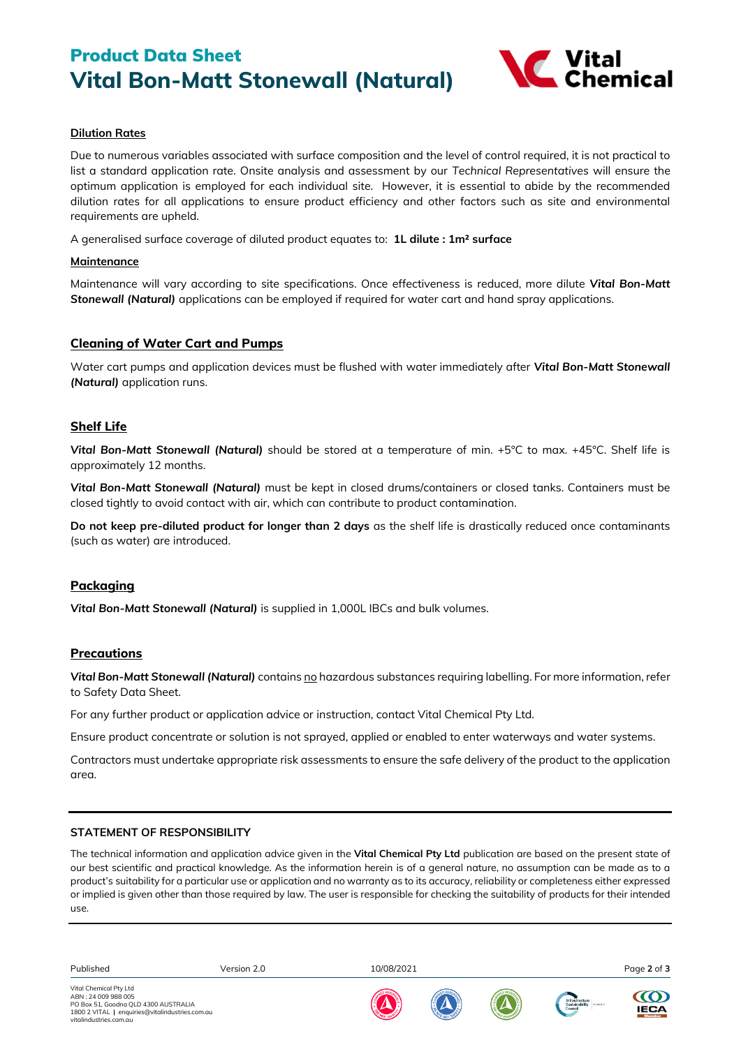## Dilution Rates

Due to numerous variables associated with surface composition and the level of control required, it is not practical to list a standard application rate. Onsite analysis and assessment by our *Technical Representatives* will ensure the optimum application is employed for each individual site. However, it is essential to abide by the recommended dilution rates for all applications to ensure product efficiency and other factors such as site and environmental requirements are upheld.

A generalised surface coverage of diluted product equates to: **1L dilute : 1m² surface**

## Maintenance

Maintenance will vary according to site specifications. Once effectiveness is reduced, more dilute ***Vital Bon-Matt Stonewall (Natural)*** applications can be employed if required for water cart and hand spray applications.

## Cleaning of Water Cart and Pumps

Water cart pumps and application devices must be flushed with water immediately after ***Vital Bon-Matt Stonewall (Natural)*** application runs.

## Shelf Life

***Vital Bon-Matt Stonewall (Natural)*** should be stored at a temperature of min. +5°C to max. +45°C. Shelf life is approximately 12 months.

***Vital Bon-Matt Stonewall (Natural)*** must be kept in closed drums/containers or closed tanks. Containers must be closed tightly to avoid contact with air, which can contribute to product contamination.

**Do not keep pre-diluted product for longer than 2 days** as the shelf life is drastically reduced once contaminants (such as water) are introduced.

## Packaging

***Vital Bon-Matt Stonewall (Natural)*** is supplied in 1,000L IBCs and bulk volumes.

## Precautions

***Vital Bon-Matt Stonewall (Natural)*** contains no hazardous substances requiring labelling. For more information, refer to Safety Data Sheet.

For any further product or application advice or instruction, contact Vital Chemical Pty Ltd.

Ensure product concentrate or solution is not sprayed, applied or enabled to enter waterways and water systems.

Contractors must undertake appropriate risk assessments to ensure the safe delivery of the product to the application area.

---

**STATEMENT OF RESPONSIBILITY**

The technical information and application advice given in the **Vital Chemical Pty Ltd** publication are based on the present state of our best scientific and practical knowledge. As the information herein is of a general nature, no assumption can be made as to a product's suitability for a particular use or application and no warranty as to its accuracy, reliability or completeness either expressed or implied is given other than those required by law. The user is responsible for checking the suitability of products for their intended use.

---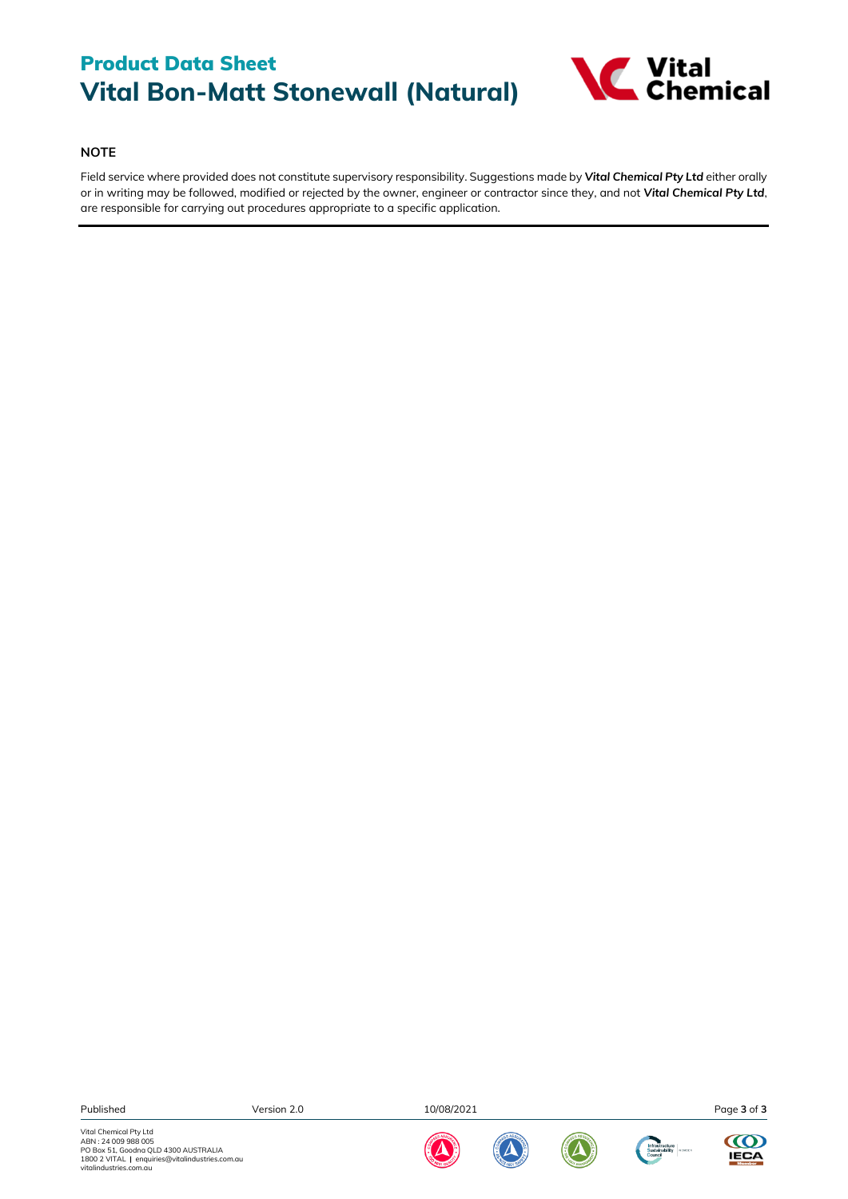### NOTE

Field service where provided does not constitute supervisory responsibility. Suggestions made by ***Vital Chemical Pty Ltd*** either orally or in writing may be followed, modified or rejected by the owner, engineer or contractor since they, and not ***Vital Chemical Pty Ltd***, are responsible for carrying out procedures appropriate to a specific application.